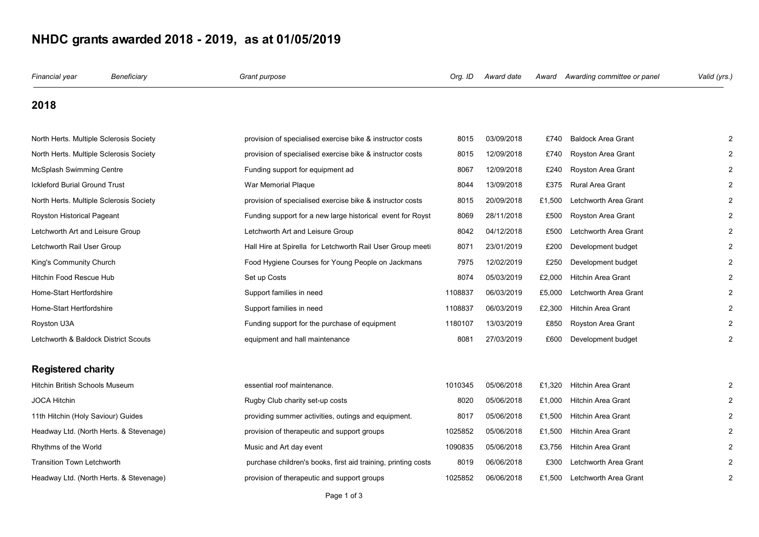# NHDC grants awarded 2018 - 2019, as at 01/05/2019

| *Financial year* | *Beneficiary* | *Grant purpose* | *Org. ID* | *Award date* | *Award* | *Awarding committee or panel* | *Valid (yrs.)* |
|---|---|---|---|---|---|---|---|
| **2018** | | | | | | | |
| | North Herts. Multiple Sclerosis Society | provision of specialised exercise bike & instructor costs | 8015 | 03/09/2018 | £740 | Baldock Area Grant | 2 |
| | North Herts. Multiple Sclerosis Society | provision of specialised exercise bike & instructor costs | 8015 | 12/09/2018 | £740 | Royston Area Grant | 2 |
| | McSplash Swimming Centre | Funding support for equipment ad | 8067 | 12/09/2018 | £240 | Royston Area Grant | 2 |
| | Ickleford Burial Ground Trust | War Memorial Plaque | 8044 | 13/09/2018 | £375 | Rural Area Grant | 2 |
| | North Herts. Multiple Sclerosis Society | provision of specialised exercise bike & instructor costs | 8015 | 20/09/2018 | £1,500 | Letchworth Area Grant | 2 |
| | Royston Historical Pageant | Funding support for a new large historical event for Royst | 8069 | 28/11/2018 | £500 | Royston Area Grant | 2 |
| | Letchworth Art and Leisure Group | Letchworth Art and Leisure Group | 8042 | 04/12/2018 | £500 | Letchworth Area Grant | 2 |
| | Letchworth Rail User Group | Hall Hire at Spirella for Letchworth Rail User Group meeti | 8071 | 23/01/2019 | £200 | Development budget | 2 |
| | King's Community Church | Food Hygiene Courses for Young People on Jackmans | 7975 | 12/02/2019 | £250 | Development budget | 2 |
| | Hitchin Food Rescue Hub | Set up Costs | 8074 | 05/03/2019 | £2,000 | Hitchin Area Grant | 2 |
| | Home-Start Hertfordshire | Support families in need | 1108837 | 06/03/2019 | £5,000 | Letchworth Area Grant | 2 |
| | Home-Start Hertfordshire | Support families in need | 1108837 | 06/03/2019 | £2,300 | Hitchin Area Grant | 2 |
| | Royston U3A | Funding support for the purchase of equipment | 1180107 | 13/03/2019 | £850 | Royston Area Grant | 2 |
| | Letchworth & Baldock District Scouts | equipment and hall maintenance | 8081 | 27/03/2019 | £600 | Development budget | 2 |
| **Registered charity** | | | | | | | |
| | Hitchin British Schools Museum | essential roof maintenance. | 1010345 | 05/06/2018 | £1,320 | Hitchin Area Grant | 2 |
| | JOCA Hitchin | Rugby Club charity set-up costs | 8020 | 05/06/2018 | £1,000 | Hitchin Area Grant | 2 |
| | 11th Hitchin (Holy Saviour) Guides | providing summer activities, outings and equipment. | 8017 | 05/06/2018 | £1,500 | Hitchin Area Grant | 2 |
| | Headway Ltd. (North Herts. & Stevenage) | provision of therapeutic and support groups | 1025852 | 05/06/2018 | £1,500 | Hitchin Area Grant | 2 |
| | Rhythms of the World | Music and Art day event | 1090835 | 05/06/2018 | £3,756 | Hitchin Area Grant | 2 |
| | Transition Town Letchworth | purchase children's books, first aid training, printing costs | 8019 | 06/06/2018 | £300 | Letchworth Area Grant | 2 |
| | Headway Ltd. (North Herts. & Stevenage) | provision of therapeutic and support groups | 1025852 | 06/06/2018 | £1,500 | Letchworth Area Grant | 2 |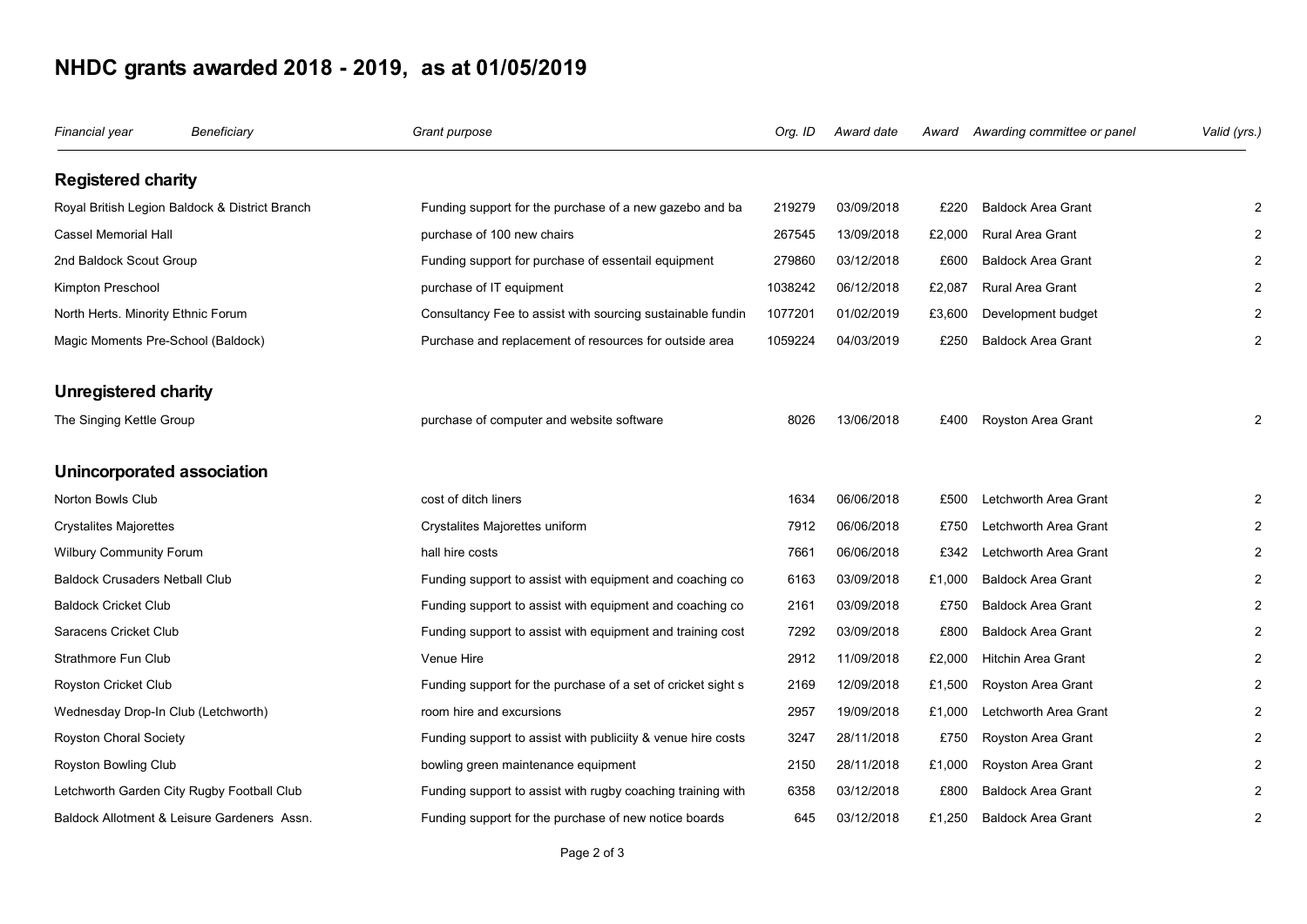# NHDC grants awarded 2018 - 2019, as at 01/05/2019

| *Financial year* *Beneficiary* | *Grant purpose* | *Org. ID* | *Award date* | *Award* | *Awarding committee or panel* | *Valid (yrs.)* |
|---|---|---|---|---|---|---|
| **Registered charity** | | | | | | |
| Royal British Legion Baldock & District Branch | Funding support for the purchase of a new gazebo and ba | 219279 | 03/09/2018 | £220 | Baldock Area Grant | 2 |
| Cassel Memorial Hall | purchase of 100 new chairs | 267545 | 13/09/2018 | £2,000 | Rural Area Grant | 2 |
| 2nd Baldock Scout Group | Funding support for purchase of essentail equipment | 279860 | 03/12/2018 | £600 | Baldock Area Grant | 2 |
| Kimpton Preschool | purchase of IT equipment | 1038242 | 06/12/2018 | £2,087 | Rural Area Grant | 2 |
| North Herts. Minority Ethnic Forum | Consultancy Fee to assist with sourcing sustainable fundin | 1077201 | 01/02/2019 | £3,600 | Development budget | 2 |
| Magic Moments Pre-School (Baldock) | Purchase and replacement of resources for outside area | 1059224 | 04/03/2019 | £250 | Baldock Area Grant | 2 |
| **Unregistered charity** | | | | | | |
| The Singing Kettle Group | purchase of computer and website software | 8026 | 13/06/2018 | £400 | Royston Area Grant | 2 |
| **Unincorporated association** | | | | | | |
| Norton Bowls Club | cost of ditch liners | 1634 | 06/06/2018 | £500 | Letchworth Area Grant | 2 |
| Crystalites Majorettes | Crystalites Majorettes uniform | 7912 | 06/06/2018 | £750 | Letchworth Area Grant | 2 |
| Wilbury Community Forum | hall hire costs | 7661 | 06/06/2018 | £342 | Letchworth Area Grant | 2 |
| Baldock Crusaders Netball Club | Funding support to assist with equipment and coaching co | 6163 | 03/09/2018 | £1,000 | Baldock Area Grant | 2 |
| Baldock Cricket Club | Funding support to assist with equipment and coaching co | 2161 | 03/09/2018 | £750 | Baldock Area Grant | 2 |
| Saracens Cricket Club | Funding support to assist with equipment and training cost | 7292 | 03/09/2018 | £800 | Baldock Area Grant | 2 |
| Strathmore Fun Club | Venue Hire | 2912 | 11/09/2018 | £2,000 | Hitchin Area Grant | 2 |
| Royston Cricket Club | Funding support for the purchase of a set of cricket sight s | 2169 | 12/09/2018 | £1,500 | Royston Area Grant | 2 |
| Wednesday Drop-In Club (Letchworth) | room hire and excursions | 2957 | 19/09/2018 | £1,000 | Letchworth Area Grant | 2 |
| Royston Choral Society | Funding support to assist with publiciity & venue hire costs | 3247 | 28/11/2018 | £750 | Royston Area Grant | 2 |
| Royston Bowling Club | bowling green maintenance equipment | 2150 | 28/11/2018 | £1,000 | Royston Area Grant | 2 |
| Letchworth Garden City Rugby Football Club | Funding support to assist with rugby coaching training with | 6358 | 03/12/2018 | £800 | Baldock Area Grant | 2 |
| Baldock Allotment & Leisure Gardeners Assn. | Funding support for the purchase of new notice boards | 645 | 03/12/2018 | £1,250 | Baldock Area Grant | 2 |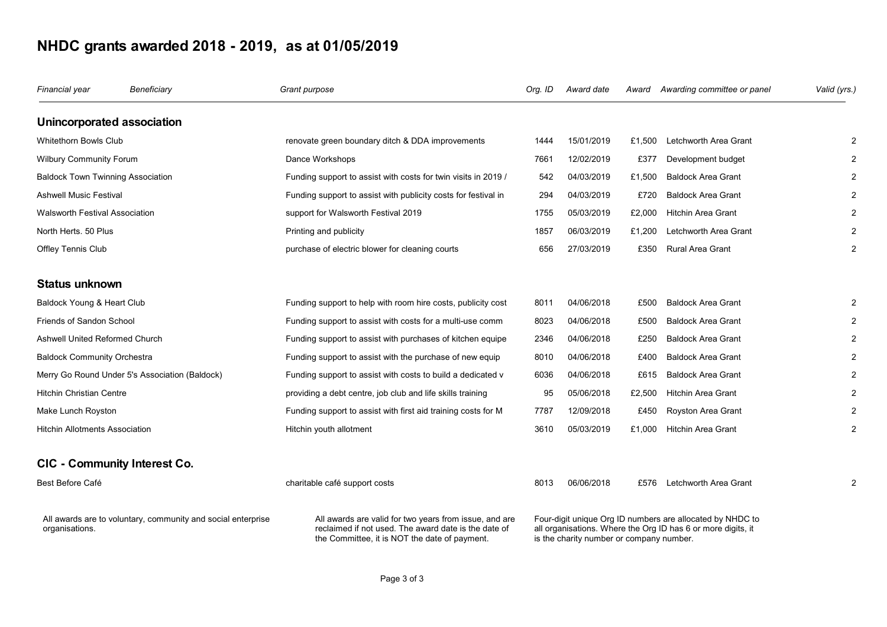# NHDC grants awarded 2018 - 2019, as at 01/05/2019

| *Financial year* | *Beneficiary* | *Grant purpose* | *Org. ID* | *Award date* | *Award* | *Awarding committee or panel* | *Valid (yrs.)* |
|---|---|---|---|---|---|---|---|
| **Unincorporated association** | | | | | | | |
| Whitethorn Bowls Club | | renovate green boundary ditch & DDA improvements | 1444 | 15/01/2019 | £1,500 | Letchworth Area Grant | 2 |
| Wilbury Community Forum | | Dance Workshops | 7661 | 12/02/2019 | £377 | Development budget | 2 |
| Baldock Town Twinning Association | | Funding support to assist with costs for twin visits in 2019 / | 542 | 04/03/2019 | £1,500 | Baldock Area Grant | 2 |
| Ashwell Music Festival | | Funding support to assist with publicity costs for festival in | 294 | 04/03/2019 | £720 | Baldock Area Grant | 2 |
| Walsworth Festival Association | | support for Walsworth Festival 2019 | 1755 | 05/03/2019 | £2,000 | Hitchin Area Grant | 2 |
| North Herts. 50 Plus | | Printing and publicity | 1857 | 06/03/2019 | £1,200 | Letchworth Area Grant | 2 |
| Offley Tennis Club | | purchase of electric blower for cleaning courts | 656 | 27/03/2019 | £350 | Rural Area Grant | 2 |
| **Status unknown** | | | | | | | |
| Baldock Young & Heart Club | | Funding support to help with room hire costs, publicity cost | 8011 | 04/06/2018 | £500 | Baldock Area Grant | 2 |
| Friends of Sandon School | | Funding support to assist with costs for a multi-use comm | 8023 | 04/06/2018 | £500 | Baldock Area Grant | 2 |
| Ashwell United Reformed Church | | Funding support to assist with purchases of kitchen equipe | 2346 | 04/06/2018 | £250 | Baldock Area Grant | 2 |
| Baldock Community Orchestra | | Funding support to assist with the purchase of new equip | 8010 | 04/06/2018 | £400 | Baldock Area Grant | 2 |
| Merry Go Round Under 5's Association (Baldock) | | Funding support to assist with costs to build a dedicated v | 6036 | 04/06/2018 | £615 | Baldock Area Grant | 2 |
| Hitchin Christian Centre | | providing a debt centre, job club and life skills training | 95 | 05/06/2018 | £2,500 | Hitchin Area Grant | 2 |
| Make Lunch Royston | | Funding support to assist with first aid training costs for M | 7787 | 12/09/2018 | £450 | Royston Area Grant | 2 |
| Hitchin Allotments Association | | Hitchin youth allotment | 3610 | 05/03/2019 | £1,000 | Hitchin Area Grant | 2 |
| **CIC - Community Interest Co.** | | | | | | | |
| Best Before Café | | charitable café support costs | 8013 | 06/06/2018 | £576 | Letchworth Area Grant | 2 |

All awards are to voluntary, community and social enterprise organisations.

All awards are valid for two years from issue, and are reclaimed if not used. The award date is the date of the Committee, it is NOT the date of payment.

Four-digit unique Org ID numbers are allocated by NHDC to all organisations. Where the Org ID has 6 or more digits, it is the charity number or company number.